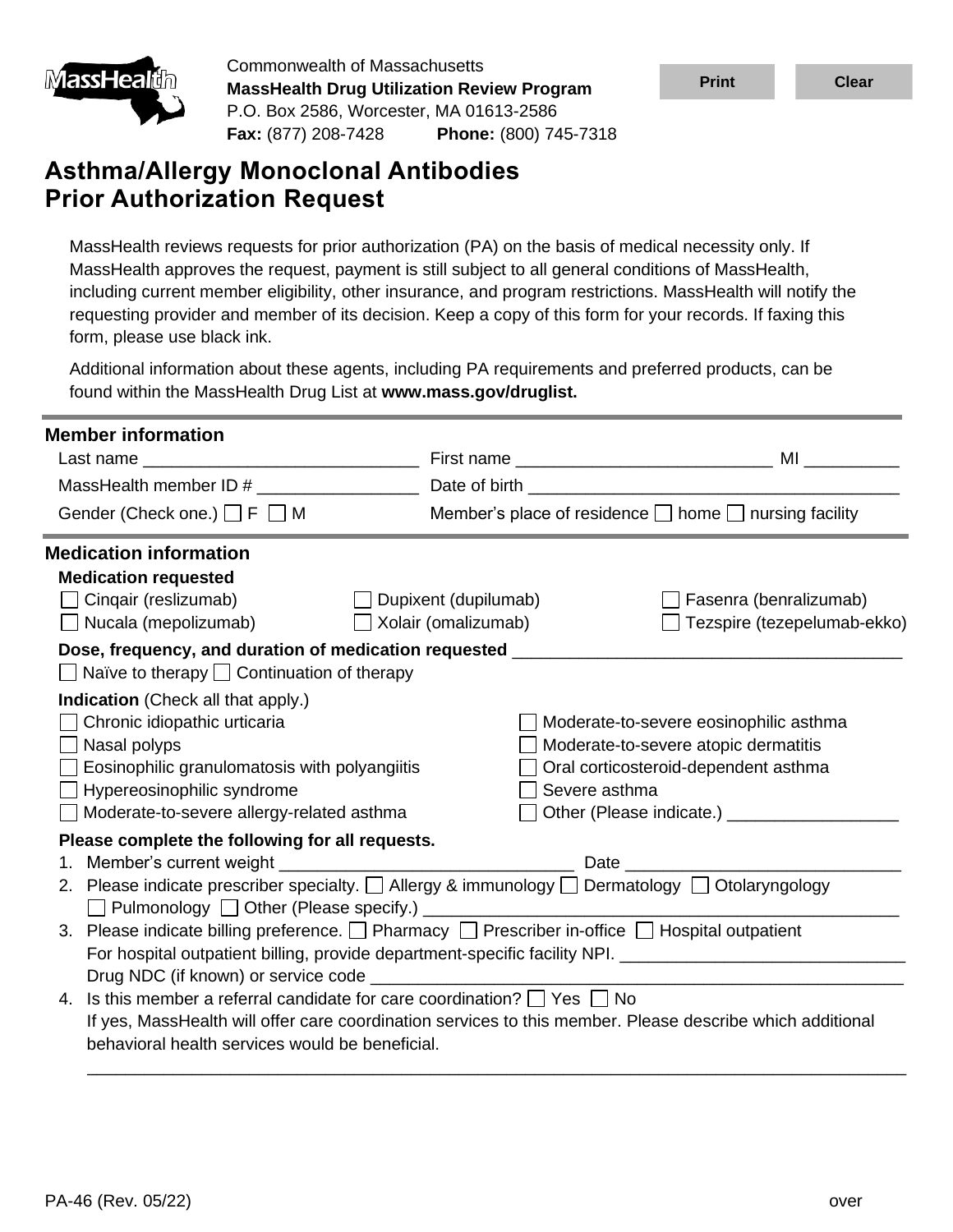MassHealth

Commonwealth of Massachusetts
**MassHealth Drug Utilization Review Program**
P.O. Box 2586, Worcester, MA 01613-2586
**Fax:** (877) 208-7428 **Phone:** (800) 745-7318

# Asthma/Allergy Monoclonal Antibodies Prior Authorization Request

MassHealth reviews requests for prior authorization (PA) on the basis of medical necessity only. If MassHealth approves the request, payment is still subject to all general conditions of MassHealth, including current member eligibility, other insurance, and program restrictions. MassHealth will notify the requesting provider and member of its decision. Keep a copy of this form for your records. If faxing this form, please use black ink.

Additional information about these agents, including PA requirements and preferred products, can be found within the MassHealth Drug List at **www.mass.gov/druglist.**

## Member information

Last name ____________________________ First name ___________________________ MI __________

MassHealth member ID # _________________ Date of birth _______________________________________

Gender (Check one.) ☐ F ☐ M Member's place of residence ☐ home ☐ nursing facility

## Medication information

**Medication requested**

☐ Cinqair (reslizumab) ☐ Dupixent (dupilumab) ☐ Fasenra (benralizumab)
☐ Nucala (mepolizumab) ☐ Xolair (omalizumab) ☐ Tezspire (tezepelumab-ekko)

**Dose, frequency, and duration of medication requested** ________________________________________

☐ Naïve to therapy ☐ Continuation of therapy

**Indication** (Check all that apply.)

☐ Chronic idiopathic urticaria
☐ Nasal polyps
☐ Eosinophilic granulomatosis with polyangiitis
☐ Hypereosinophilic syndrome
☐ Moderate-to-severe allergy-related asthma
☐ Moderate-to-severe eosinophilic asthma
☐ Moderate-to-severe atopic dermatitis
☐ Oral corticosteroid-dependent asthma
☐ Severe asthma
☐ Other (Please indicate.) __________________

**Please complete the following for all requests.**

1. Member's current weight _______________________________ Date ____________________________
2. Please indicate prescriber specialty. ☐ Allergy & immunology ☐ Dermatology ☐ Otolaryngology ☐ Pulmonology ☐ Other (Please specify.) ___________________________________________________
3. Please indicate billing preference. ☐ Pharmacy ☐ Prescriber in-office ☐ Hospital outpatient
   For hospital outpatient billing, provide department-specific facility NPI. ______________________________
   Drug NDC (if known) or service code _________________________________________________________
4. Is this member a referral candidate for care coordination? ☐ Yes ☐ No
   If yes, MassHealth will offer care coordination services to this member. Please describe which additional behavioral health services would be beneficial.
   ___________________________________________________________________________________

PA-46 (Rev. 05/22) over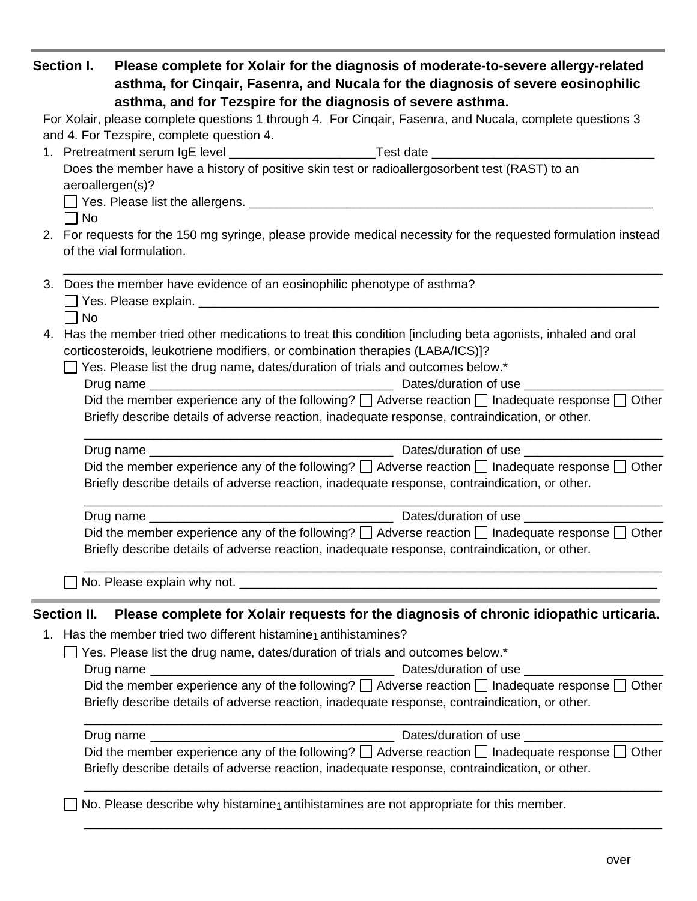## Section I. Please complete for Xolair for the diagnosis of moderate-to-severe allergy-related asthma, for Cinqair, Fasenra, and Nucala for the diagnosis of severe eosinophilic asthma, and for Tezspire for the diagnosis of severe asthma.

For Xolair, please complete questions 1 through 4. For Cinqair, Fasenra, and Nucala, complete questions 3 and 4. For Tezspire, complete question 4.

1. Pretreatment serum IgE level ____________________Test date ________________________________
   Does the member have a history of positive skin test or radioallergosorbent test (RAST) to an aeroallergen(s)?
   ☐ Yes. Please list the allergens. ____________________________________________________________
   ☐ No
2. For requests for the 150 mg syringe, please provide medical necessity for the requested formulation instead of the vial formulation.
   ______________________________________________________________________________________
3. Does the member have evidence of an eosinophilic phenotype of asthma?
   ☐ Yes. Please explain. ______________________________________________________________________
   ☐ No
4. Has the member tried other medications to treat this condition [including beta agonists, inhaled and oral corticosteroids, leukotriene modifiers, or combination therapies (LABA/ICS)]?
   ☐ Yes. Please list the drug name, dates/duration of trials and outcomes below.*
   Drug name ___________________________________ Dates/duration of use ___________________
   Did the member experience any of the following? ☐ Adverse reaction ☐ Inadequate response ☐ Other
   Briefly describe details of adverse reaction, inadequate response, contraindication, or other.
   ______________________________________________________________________________________
   Drug name ___________________________________ Dates/duration of use ___________________
   Did the member experience any of the following? ☐ Adverse reaction ☐ Inadequate response ☐ Other
   Briefly describe details of adverse reaction, inadequate response, contraindication, or other.
   ______________________________________________________________________________________
   Drug name ___________________________________ Dates/duration of use ___________________
   Did the member experience any of the following? ☐ Adverse reaction ☐ Inadequate response ☐ Other
   Briefly describe details of adverse reaction, inadequate response, contraindication, or other.
   ______________________________________________________________________________________
   ☐ No. Please explain why not. ______________________________________________________________

## Section II. Please complete for Xolair requests for the diagnosis of chronic idiopathic urticaria.

1. Has the member tried two different histamine$_1$ antihistamines?
   ☐ Yes. Please list the drug name, dates/duration of trials and outcomes below.*
   Drug name ___________________________________ Dates/duration of use ___________________
   Did the member experience any of the following? ☐ Adverse reaction ☐ Inadequate response ☐ Other
   Briefly describe details of adverse reaction, inadequate response, contraindication, or other.
   ______________________________________________________________________________________
   Drug name ___________________________________ Dates/duration of use ___________________
   Did the member experience any of the following? ☐ Adverse reaction ☐ Inadequate response ☐ Other
   Briefly describe details of adverse reaction, inadequate response, contraindication, or other.
   ______________________________________________________________________________________
   ☐ No. Please describe why histamine$_1$ antihistamines are not appropriate for this member.
   ______________________________________________________________________________________

over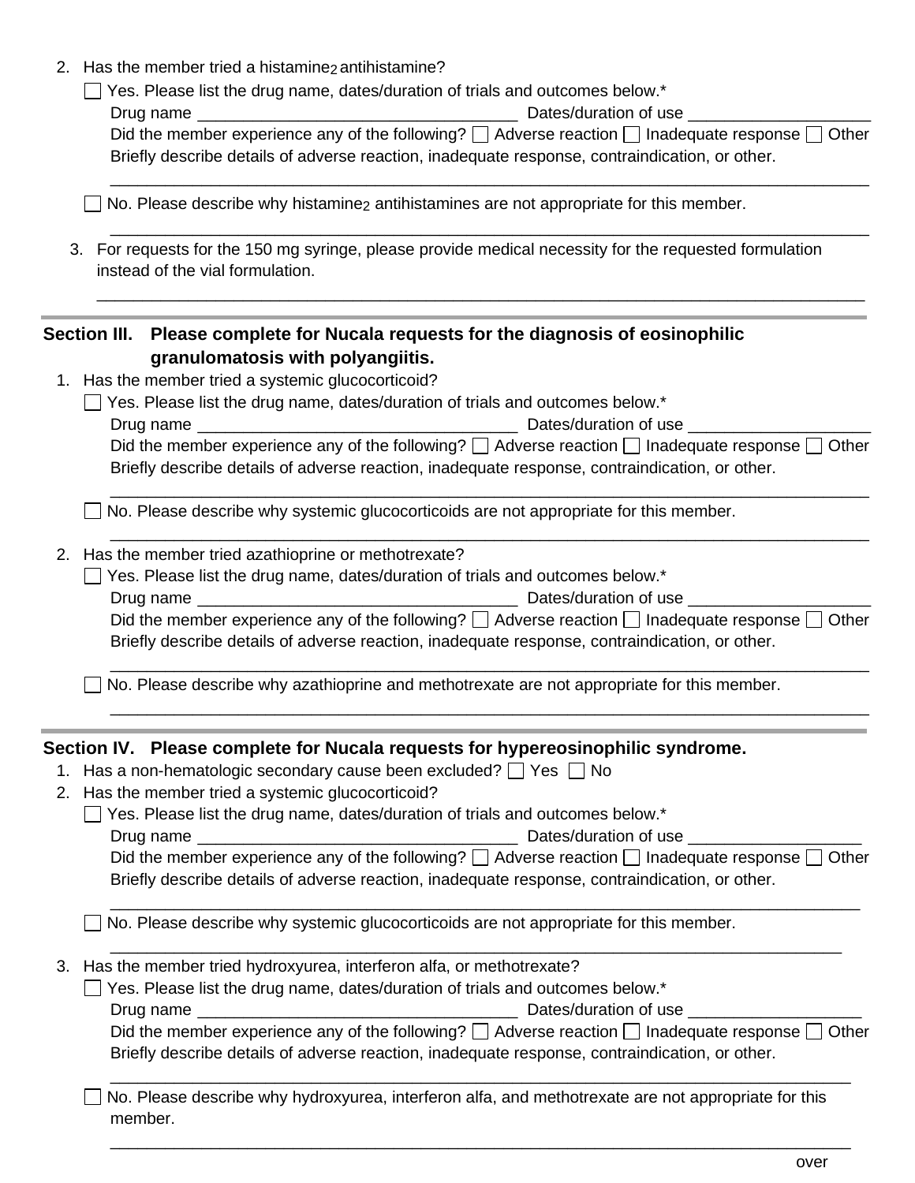2. Has the member tried a histamine$_2$ antihistamine?

   ☐ Yes. Please list the drug name, dates/duration of trials and outcomes below.*

   Drug name ___________________________________ Dates/duration of use ___________________

   Did the member experience any of the following? ☐ Adverse reaction ☐ Inadequate response ☐ Other

   Briefly describe details of adverse reaction, inadequate response, contraindication, or other.

   ___________________________________________________________________________________

   ☐ No. Please describe why histamine$_2$ antihistamines are not appropriate for this member.

   ___________________________________________________________________________________

3. For requests for the 150 mg syringe, please provide medical necessity for the requested formulation instead of the vial formulation.

   ___________________________________________________________________________________

## Section III. Please complete for Nucala requests for the diagnosis of eosinophilic granulomatosis with polyangiitis.

1. Has the member tried a systemic glucocorticoid?

   ☐ Yes. Please list the drug name, dates/duration of trials and outcomes below.*

   Drug name ___________________________________ Dates/duration of use ___________________

   Did the member experience any of the following? ☐ Adverse reaction ☐ Inadequate response ☐ Other

   Briefly describe details of adverse reaction, inadequate response, contraindication, or other.

   ___________________________________________________________________________________

   ☐ No. Please describe why systemic glucocorticoids are not appropriate for this member.

   ___________________________________________________________________________________

2. Has the member tried azathioprine or methotrexate?

   ☐ Yes. Please list the drug name, dates/duration of trials and outcomes below.*

   Drug name ___________________________________ Dates/duration of use ___________________

   Did the member experience any of the following? ☐ Adverse reaction ☐ Inadequate response ☐ Other

   Briefly describe details of adverse reaction, inadequate response, contraindication, or other.

   ___________________________________________________________________________________

   ☐ No. Please describe why azathioprine and methotrexate are not appropriate for this member.

   ___________________________________________________________________________________

## Section IV. Please complete for Nucala requests for hypereosinophilic syndrome.

1. Has a non-hematologic secondary cause been excluded? ☐ Yes ☐ No
2. Has the member tried a systemic glucocorticoid?

   ☐ Yes. Please list the drug name, dates/duration of trials and outcomes below.*

   Drug name ___________________________________ Dates/duration of use ___________________

   Did the member experience any of the following? ☐ Adverse reaction ☐ Inadequate response ☐ Other

   Briefly describe details of adverse reaction, inadequate response, contraindication, or other.

   ___________________________________________________________________________________

   ☐ No. Please describe why systemic glucocorticoids are not appropriate for this member.

   ___________________________________________________________________________________

3. Has the member tried hydroxyurea, interferon alfa, or methotrexate?

   ☐ Yes. Please list the drug name, dates/duration of trials and outcomes below.*

   Drug name ___________________________________ Dates/duration of use ___________________

   Did the member experience any of the following? ☐ Adverse reaction ☐ Inadequate response ☐ Other

   Briefly describe details of adverse reaction, inadequate response, contraindication, or other.

   ___________________________________________________________________________________

   ☐ No. Please describe why hydroxyurea, interferon alfa, and methotrexate are not appropriate for this member.

   ___________________________________________________________________________________

over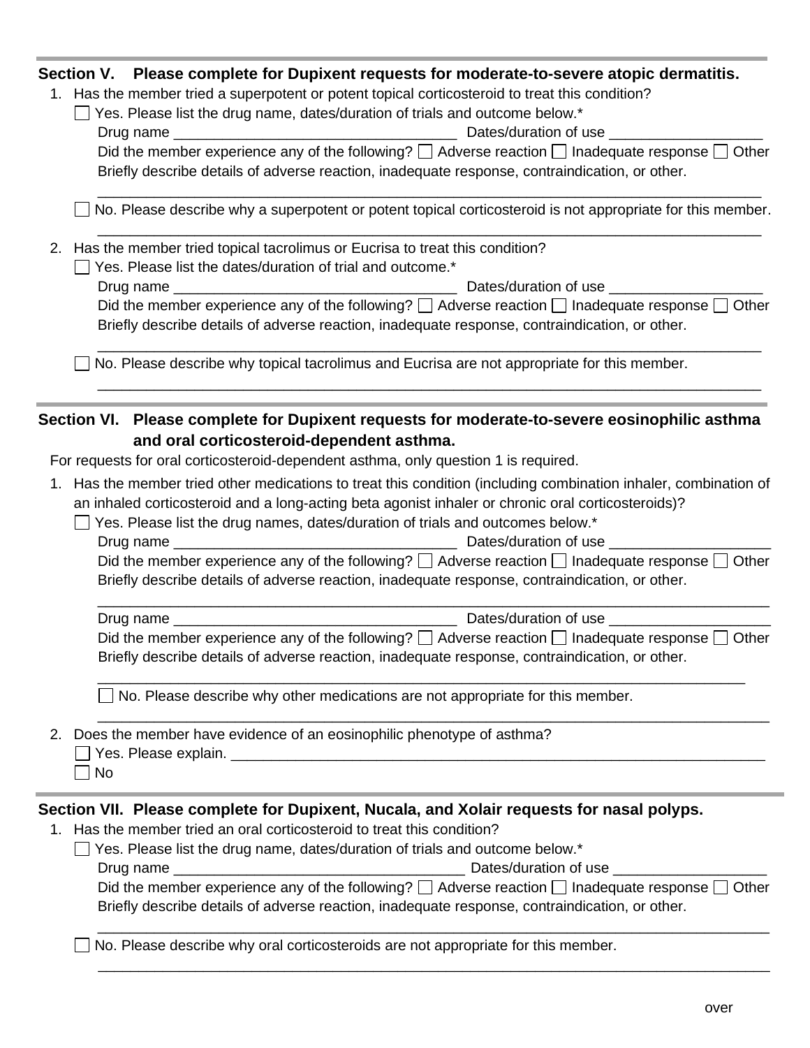## Section V. Please complete for Dupixent requests for moderate-to-severe atopic dermatitis.

1. Has the member tried a superpotent or potent topical corticosteroid to treat this condition?

   ☐ Yes. Please list the drug name, dates/duration of trials and outcome below.*

   Drug name ___________________________________ Dates/duration of use ___________________

   Did the member experience any of the following? ☐ Adverse reaction ☐ Inadequate response ☐ Other

   Briefly describe details of adverse reaction, inadequate response, contraindication, or other.

   ________________________________________________________________________________

   ☐ No. Please describe why a superpotent or potent topical corticosteroid is not appropriate for this member.

   ________________________________________________________________________________

2. Has the member tried topical tacrolimus or Eucrisa to treat this condition?

   ☐ Yes. Please list the dates/duration of trial and outcome.*

   Drug name ___________________________________ Dates/duration of use ___________________

   Did the member experience any of the following? ☐ Adverse reaction ☐ Inadequate response ☐ Other

   Briefly describe details of adverse reaction, inadequate response, contraindication, or other.

   ________________________________________________________________________________

   ☐ No. Please describe why topical tacrolimus and Eucrisa are not appropriate for this member.

   ________________________________________________________________________________

## Section VI. Please complete for Dupixent requests for moderate-to-severe eosinophilic asthma and oral corticosteroid-dependent asthma.

For requests for oral corticosteroid-dependent asthma, only question 1 is required.

1. Has the member tried other medications to treat this condition (including combination inhaler, combination of an inhaled corticosteroid and a long-acting beta agonist inhaler or chronic oral corticosteroids)?

   ☐ Yes. Please list the drug names, dates/duration of trials and outcomes below.*

   Drug name ___________________________________ Dates/duration of use ___________________

   Did the member experience any of the following? ☐ Adverse reaction ☐ Inadequate response ☐ Other

   Briefly describe details of adverse reaction, inadequate response, contraindication, or other.

   ________________________________________________________________________________

   Drug name ___________________________________ Dates/duration of use ___________________

   Did the member experience any of the following? ☐ Adverse reaction ☐ Inadequate response ☐ Other

   Briefly describe details of adverse reaction, inadequate response, contraindication, or other.

   ________________________________________________________________________________

   ☐ No. Please describe why other medications are not appropriate for this member.

   ________________________________________________________________________________

2. Does the member have evidence of an eosinophilic phenotype of asthma?

   ☐ Yes. Please explain. ________________________________________________________________

   ☐ No

## Section VII. Please complete for Dupixent, Nucala, and Xolair requests for nasal polyps.

1. Has the member tried an oral corticosteroid to treat this condition?

   ☐ Yes. Please list the drug name, dates/duration of trials and outcome below.*

   Drug name ___________________________________ Dates/duration of use ___________________

   Did the member experience any of the following? ☐ Adverse reaction ☐ Inadequate response ☐ Other

   Briefly describe details of adverse reaction, inadequate response, contraindication, or other.

   ________________________________________________________________________________

   ☐ No. Please describe why oral corticosteroids are not appropriate for this member.

   ________________________________________________________________________________

over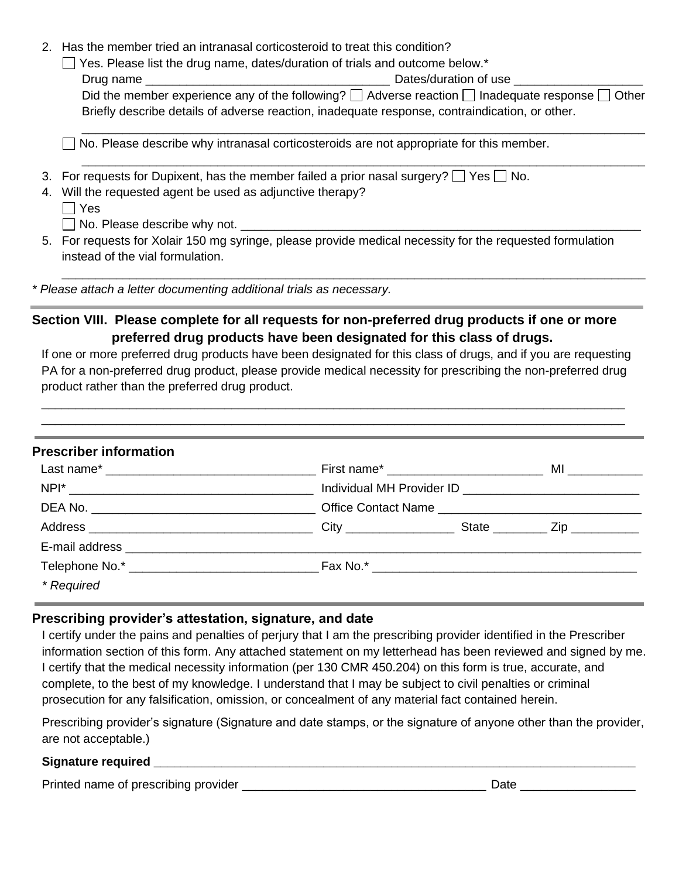2. Has the member tried an intranasal corticosteroid to treat this condition?

   ☐ Yes. Please list the drug name, dates/duration of trials and outcome below.*

   Drug name ___________________________________ Dates/duration of use ___________________

   Did the member experience any of the following? ☐ Adverse reaction ☐ Inadequate response ☐ Other

   Briefly describe details of adverse reaction, inadequate response, contraindication, or other.

   ________________________________________________________________________________

   ☐ No. Please describe why intranasal corticosteroids are not appropriate for this member.

   ________________________________________________________________________________

3. For requests for Dupixent, has the member failed a prior nasal surgery? ☐ Yes ☐ No.
4. Will the requested agent be used as adjunctive therapy?

   ☐ Yes

   ☐ No. Please describe why not. _______________________________________________________

5. For requests for Xolair 150 mg syringe, please provide medical necessity for the requested formulation instead of the vial formulation.

   ________________________________________________________________________________

*\* Please attach a letter documenting additional trials as necessary.*

## Section VIII. Please complete for all requests for non-preferred drug products if one or more preferred drug products have been designated for this class of drugs.

If one or more preferred drug products have been designated for this class of drugs, and if you are requesting PA for a non-preferred drug product, please provide medical necessity for prescribing the non-preferred drug product rather than the preferred drug product.

________________________________________________________________________________

________________________________________________________________________________

## Prescriber information

Last name* _______________________________ First name* _______________________ MI ___________

NPI* ___________________________________ Individual MH Provider ID __________________________

DEA No. ________________________________ Office Contact Name ______________________________

Address ________________________________ City ________________ State ________ Zip __________

E-mail address ___________________________________________________________________________

Telephone No.* ___________________________ Fax No.* ______________________________________

*\* Required*

## Prescribing provider's attestation, signature, and date

I certify under the pains and penalties of perjury that I am the prescribing provider identified in the Prescriber information section of this form. Any attached statement on my letterhead has been reviewed and signed by me. I certify that the medical necessity information (per 130 CMR 450.204) on this form is true, accurate, and complete, to the best of my knowledge. I understand that I may be subject to civil penalties or criminal prosecution for any falsification, omission, or concealment of any material fact contained herein.

Prescribing provider's signature (Signature and date stamps, or the signature of anyone other than the provider, are not acceptable.)

**Signature required** __________________________________________________________________________

Printed name of prescribing provider ___________________________________ Date ________________